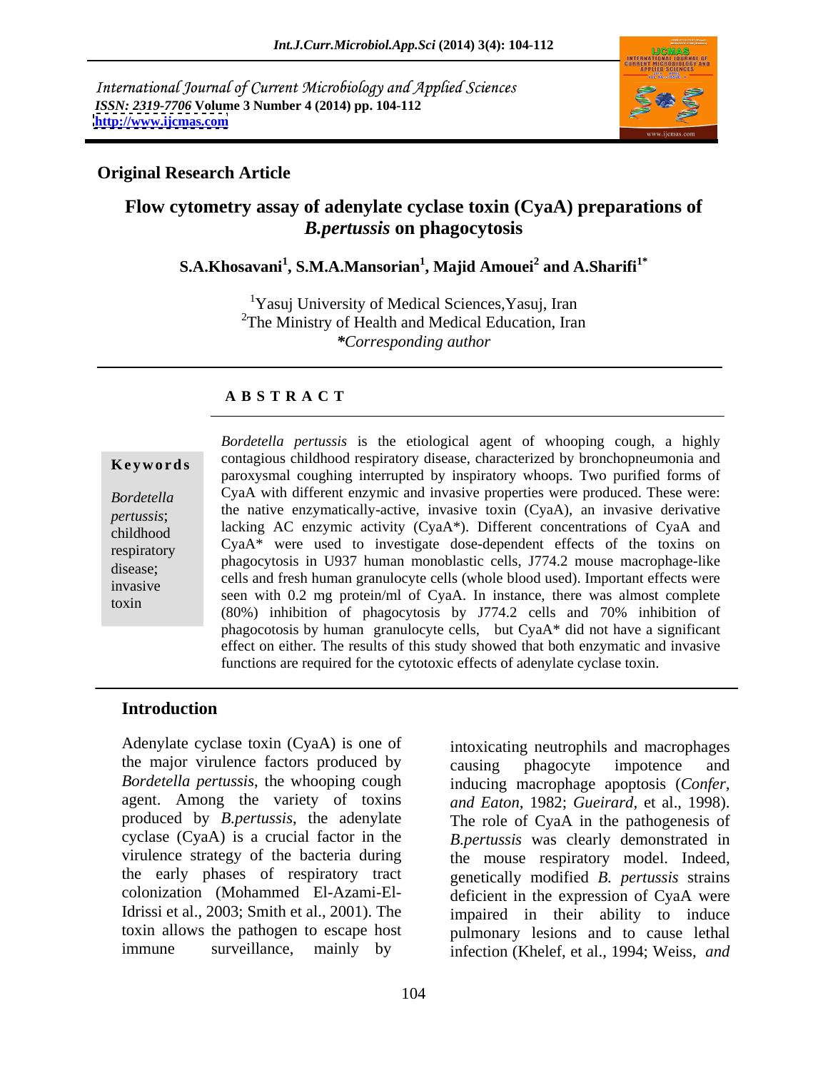International Journal of Current Microbiology and Applied Sciences
*ISSN: 2319-7706* **Volume 3 Number 4 (2014) pp. 104-112**
**http://www.ijcmas.com**

**Original Research Article**

# Flow cytometry assay of adenylate cyclase toxin (CyaA) preparations of *B.pertussis* on phagocytosis

**S.A.Khosavani[1], S.M.A.Mansorian[1], Majid Amouei[2] and A.Sharifi[1*]**

[1]Yasuj University of Medical Sciences,Yasuj, Iran
[2]The Ministry of Health and Medical Education, Iran
*\*Corresponding author*

## ABSTRACT

**Keywords**

*Bordetella pertussis*; childhood respiratory disease; invasive toxin

*Bordetella pertussis* is the etiological agent of whooping cough, a highly contagious childhood respiratory disease, characterized by bronchopneumonia and paroxysmal coughing interrupted by inspiratory whoops. Two purified forms of CyaA with different enzymic and invasive properties were produced. These were: the native enzymatically-active, invasive toxin (CyaA), an invasive derivative lacking AC enzymic activity (CyaA*). Different concentrations of CyaA and CyaA* were used to investigate dose-dependent effects of the toxins on phagocytosis in U937 human monoblastic cells, J774.2 mouse macrophage-like cells and fresh human granulocyte cells (whole blood used). Important effects were seen with 0.2 mg protein/ml of CyaA. In instance, there was almost complete (80%) inhibition of phagocytosis by J774.2 cells and 70% inhibition of phagocotosis by human granulocyte cells, but CyaA* did not have a significant effect on either. The results of this study showed that both enzymatic and invasive functions are required for the cytotoxic effects of adenylate cyclase toxin.

## Introduction

Adenylate cyclase toxin (CyaA) is one of the major virulence factors produced by *Bordetella pertussis*, the whooping cough agent. Among the variety of toxins produced by *B.pertussis*, the adenylate cyclase (CyaA) is a crucial factor in the virulence strategy of the bacteria during the early phases of respiratory tract colonization (Mohammed El-Azami-El-Idrissi et al., 2003; Smith et al., 2001). The toxin allows the pathogen to escape host immune surveillance, mainly by intoxicating neutrophils and macrophages causing phagocyte impotence and inducing macrophage apoptosis (*Confer, and Eaton*, 1982; *Gueirard*, et al., 1998). The role of CyaA in the pathogenesis of *B.pertussis* was clearly demonstrated in the mouse respiratory model. Indeed, genetically modified *B. pertussis* strains deficient in the expression of CyaA were impaired in their ability to induce pulmonary lesions and to cause lethal infection (Khelef, et al., 1994; Weiss, *and*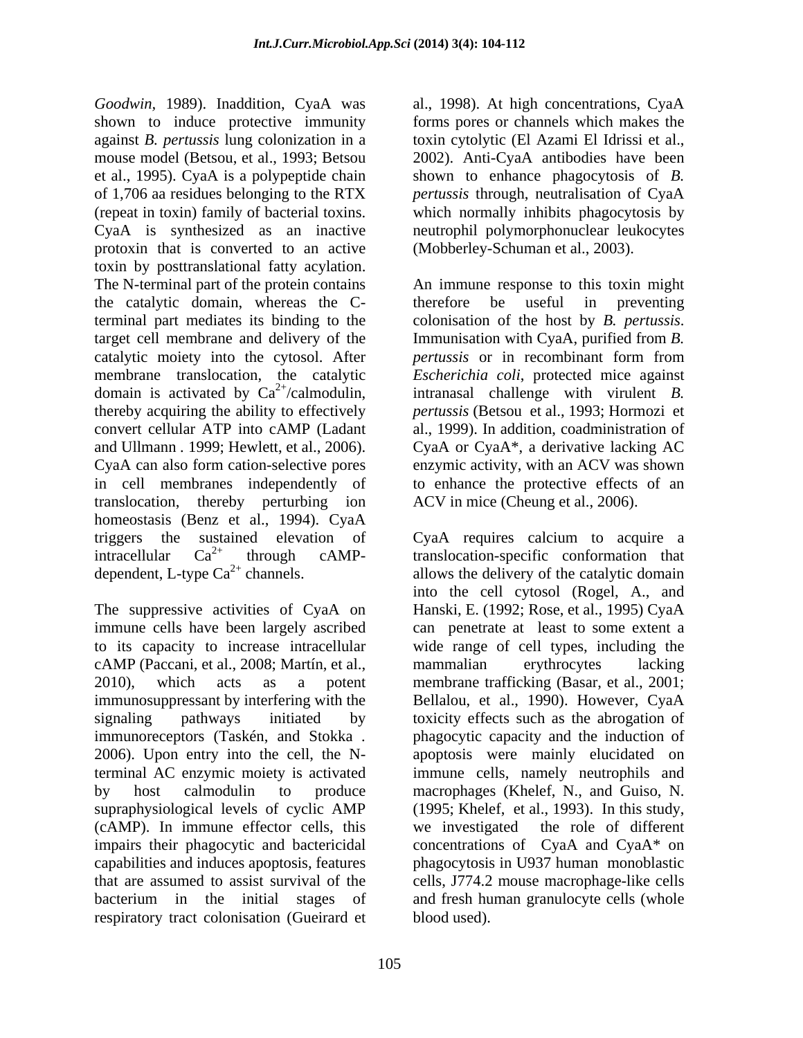*Goodwin*, 1989). Inaddition, CyaA was shown to induce protective immunity against *B. pertussis* lung colonization in a mouse model (Betsou, et al., 1993; Betsou et al., 1995). CyaA is a polypeptide chain of 1,706 aa residues belonging to the RTX (repeat in toxin) family of bacterial toxins. CyaA is synthesized as an inactive protoxin that is converted to an active toxin by posttranslational fatty acylation. The N-terminal part of the protein contains the catalytic domain, whereas the C-terminal part mediates its binding to the target cell membrane and delivery of the catalytic moiety into the cytosol. After membrane translocation, the catalytic domain is activated by $Ca^{2+}$/calmodulin, thereby acquiring the ability to effectively convert cellular ATP into cAMP (Ladant and Ullmann . 1999; Hewlett, et al., 2006). CyaA can also form cation-selective pores in cell membranes independently of translocation, thereby perturbing ion homeostasis (Benz et al., 1994). CyaA triggers the sustained elevation of intracellular $Ca^{2+}$ through cAMP-dependent, L-type $Ca^{2+}$ channels.

The suppressive activities of CyaA on immune cells have been largely ascribed to its capacity to increase intracellular cAMP (Paccani, et al., 2008; Martín, et al., 2010), which acts as a potent immunosuppressant by interfering with the signaling pathways initiated by immunoreceptors (Taskén, and Stokka . 2006). Upon entry into the cell, the N-terminal AC enzymic moiety is activated by host calmodulin to produce supraphysiological levels of cyclic AMP (cAMP). In immune effector cells, this impairs their phagocytic and bactericidal capabilities and induces apoptosis, features that are assumed to assist survival of the bacterium in the initial stages of respiratory tract colonisation (Gueirard et al., 1998). At high concentrations, CyaA forms pores or channels which makes the toxin cytolytic (El Azami El Idrissi et al., 2002). Anti-CyaA antibodies have been shown to enhance phagocytosis of *B. pertussis* through, neutralisation of CyaA which normally inhibits phagocytosis by neutrophil polymorphonuclear leukocytes (Mobberley-Schuman et al., 2003).

An immune response to this toxin might therefore be useful in preventing colonisation of the host by *B. pertussis*. Immunisation with CyaA, purified from *B. pertussis* or in recombinant form from *Escherichia coli*, protected mice against intranasal challenge with virulent *B. pertussis* (Betsou et al., 1993; Hormozi et al., 1999). In addition, coadministration of CyaA or CyaA*, a derivative lacking AC enzymic activity, with an ACV was shown to enhance the protective effects of an ACV in mice (Cheung et al., 2006).

CyaA requires calcium to acquire a translocation-specific conformation that allows the delivery of the catalytic domain into the cell cytosol (Rogel, A., and Hanski, E. (1992; Rose, et al., 1995) CyaA can penetrate at least to some extent a wide range of cell types, including the mammalian erythrocytes lacking membrane trafficking (Basar, et al., 2001; Bellalou, et al., 1990). However, CyaA toxicity effects such as the abrogation of phagocytic capacity and the induction of apoptosis were mainly elucidated on immune cells, namely neutrophils and macrophages (Khelef, N., and Guiso, N. (1995; Khelef, et al., 1993). In this study, we investigated the role of different concentrations of CyaA and CyaA* on phagocytosis in U937 human monoblastic cells, J774.2 mouse macrophage-like cells and fresh human granulocyte cells (whole blood used).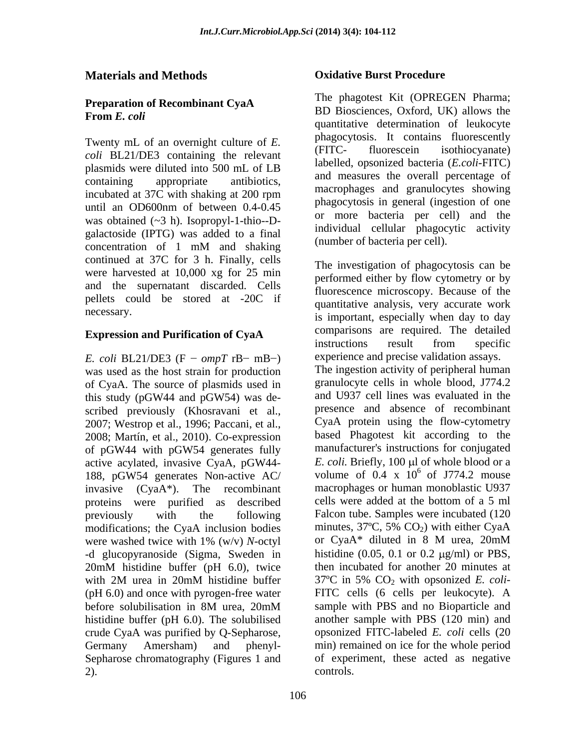## Materials and Methods

### Preparation of Recombinant CyaA From *E. coli*

Twenty mL of an overnight culture of *E. coli* BL21/DE3 containing the relevant plasmids were diluted into 500 mL of LB containing appropriate antibiotics, incubated at 37C with shaking at 200 rpm until an OD600nm of between 0.4-0.45 was obtained (~3 h). Isopropyl-1-thio--D-galactoside (IPTG) was added to a final concentration of 1 mM and shaking continued at 37C for 3 h. Finally, cells were harvested at 10,000 xg for 25 min and the supernatant discarded. Cells pellets could be stored at -20C if necessary.

### Expression and Purification of CyaA

*E. coli* BL21/DE3 (F − *ompT* rB− mB−) was used as the host strain for production of CyaA. The source of plasmids used in this study (pGW44 and pGW54) was described previously (Khosravani et al., 2007; Westrop et al., 1996; Paccani, et al., 2008; Martín, et al., 2010). Co-expression of pGW44 with pGW54 generates fully active acylated, invasive CyaA, pGW44-188, pGW54 generates Non-active AC/ invasive (CyaA*). The recombinant proteins were purified as described previously with the following modifications; the CyaA inclusion bodies were washed twice with 1% (w/v) *N*-octyl -d glucopyranoside (Sigma, Sweden in 20mM histidine buffer (pH 6.0), twice with 2M urea in 20mM histidine buffer (pH 6.0) and once with pyrogen-free water before solubilisation in 8M urea, 20mM histidine buffer (pH 6.0). The solubilised crude CyaA was purified by Q-Sepharose, Germany Amersham) and phenyl-Sepharose chromatography (Figures 1 and 2).

### Oxidative Burst Procedure

The phagotest Kit (OPREGEN Pharma; BD Biosciences, Oxford, UK) allows the quantitative determination of leukocyte phagocytosis. It contains fluorescently (FITC- fluorescein isothiocyanate) labelled, opsonized bacteria (*E.coli*-FITC) and measures the overall percentage of macrophages and granulocytes showing phagocytosis in general (ingestion of one or more bacteria per cell) and the individual cellular phagocytic activity (number of bacteria per cell).

The investigation of phagocytosis can be performed either by flow cytometry or by fluorescence microscopy. Because of the quantitative analysis, very accurate work is important, especially when day to day comparisons are required. The detailed instructions result from specific experience and precise validation assays. The ingestion activity of peripheral human granulocyte cells in whole blood, J774.2 and U937 cell lines was evaluated in the presence and absence of recombinant CyaA protein using the flow-cytometry based Phagotest kit according to the manufacturer's instructions for conjugated *E. coli.* Briefly, 100 μl of whole blood or a volume of 0.4 x $10^6$ of J774.2 mouse macrophages or human monoblastic U937 cells were added at the bottom of a 5 ml Falcon tube. Samples were incubated (120 minutes, 37ºC, 5% $CO_2$) with either CyaA or CyaA* diluted in 8 M urea, 20mM histidine (0.05, 0.1 or 0.2 μg/ml) or PBS, then incubated for another 20 minutes at 37ºC in 5% $CO_2$ with opsonized *E. coli*-FITC cells (6 cells per leukocyte). A sample with PBS and no Bioparticle and another sample with PBS (120 min) and opsonized FITC-labeled *E. coli* cells (20 min) remained on ice for the whole period of experiment, these acted as negative controls.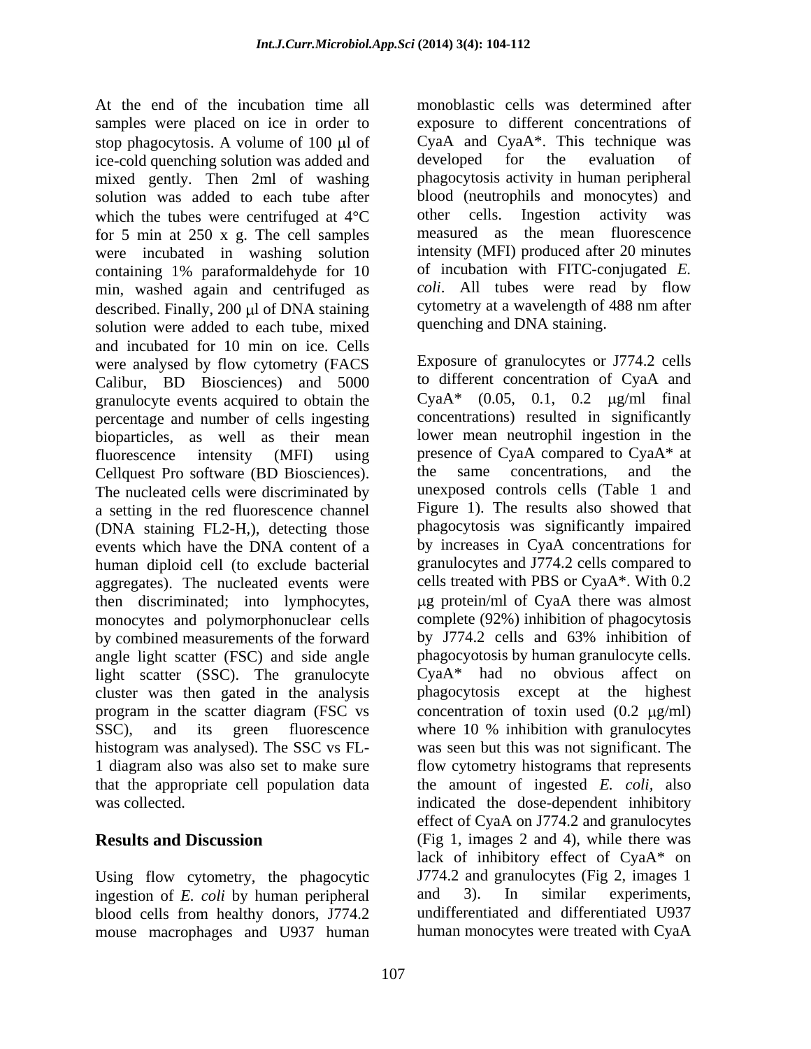At the end of the incubation time all samples were placed on ice in order to stop phagocytosis. A volume of 100 μl of ice-cold quenching solution was added and mixed gently. Then 2ml of washing solution was added to each tube after which the tubes were centrifuged at 4°C for 5 min at 250 x g. The cell samples were incubated in washing solution containing 1% paraformaldehyde for 10 min, washed again and centrifuged as described. Finally, 200 μl of DNA staining solution were added to each tube, mixed and incubated for 10 min on ice. Cells were analysed by flow cytometry (FACS Calibur, BD Biosciences) and 5000 granulocyte events acquired to obtain the percentage and number of cells ingesting bioparticles, as well as their mean fluorescence intensity (MFI) using Cellquest Pro software (BD Biosciences). The nucleated cells were discriminated by a setting in the red fluorescence channel (DNA staining FL2-H,), detecting those events which have the DNA content of a human diploid cell (to exclude bacterial aggregates). The nucleated events were then discriminated; into lymphocytes, monocytes and polymorphonuclear cells by combined measurements of the forward angle light scatter (FSC) and side angle light scatter (SSC). The granulocyte cluster was then gated in the analysis program in the scatter diagram (FSC vs SSC), and its green fluorescence histogram was analysed). The SSC vs FL-1 diagram also was also set to make sure that the appropriate cell population data was collected.

## Results and Discussion

Using flow cytometry, the phagocytic ingestion of *E. coli* by human peripheral blood cells from healthy donors, J774.2 mouse macrophages and U937 human monoblastic cells was determined after exposure to different concentrations of CyaA and CyaA*. This technique was developed for the evaluation of phagocytosis activity in human peripheral blood (neutrophils and monocytes) and other cells. Ingestion activity was measured as the mean fluorescence intensity (MFI) produced after 20 minutes of incubation with FITC-conjugated *E. coli*. All tubes were read by flow cytometry at a wavelength of 488 nm after quenching and DNA staining.

Exposure of granulocytes or J774.2 cells to different concentration of CyaA and CyaA* (0.05, 0.1, 0.2 μg/ml final concentrations) resulted in significantly lower mean neutrophil ingestion in the presence of CyaA compared to CyaA* at the same concentrations, and the unexposed controls cells (Table 1 and Figure 1). The results also showed that phagocytosis was significantly impaired by increases in CyaA concentrations for granulocytes and J774.2 cells compared to cells treated with PBS or CyaA*. With 0.2 μg protein/ml of CyaA there was almost complete (92%) inhibition of phagocytosis by J774.2 cells and 63% inhibition of phagocyotosis by human granulocyte cells. CyaA* had no obvious affect on phagocytosis except at the highest concentration of toxin used (0.2 μg/ml) where 10 % inhibition with granulocytes was seen but this was not significant. The flow cytometry histograms that represents the amount of ingested *E. coli*, also indicated the dose-dependent inhibitory effect of CyaA on J774.2 and granulocytes (Fig 1, images 2 and 4), while there was lack of inhibitory effect of CyaA* on J774.2 and granulocytes (Fig 2, images 1 and 3). In similar experiments, undifferentiated and differentiated U937 human monocytes were treated with CyaA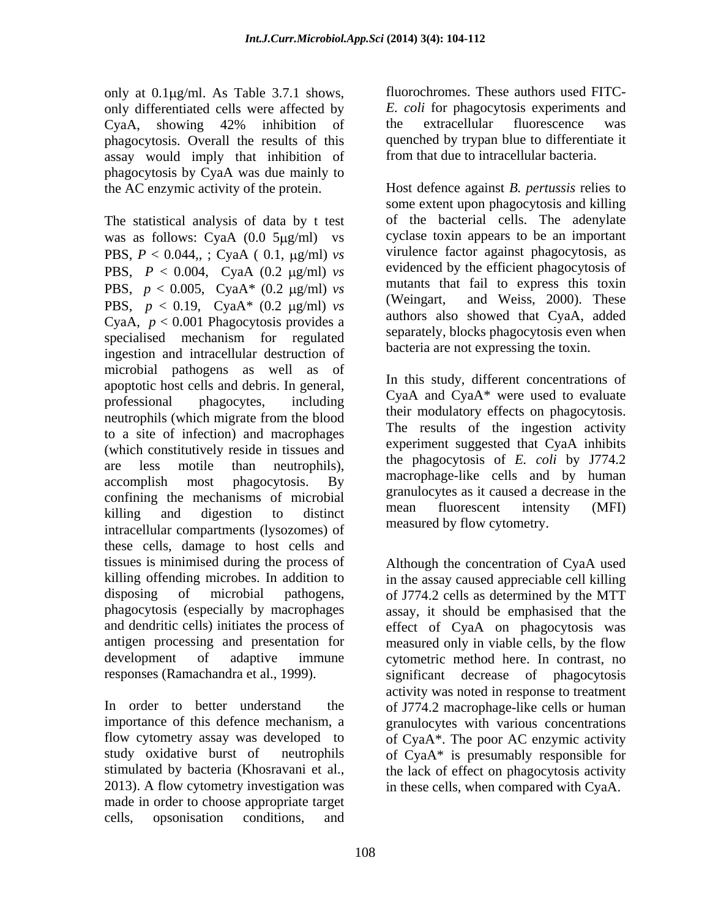only at 0.1μg/ml. As Table 3.7.1 shows, only differentiated cells were affected by CyaA, showing 42% inhibition of phagocytosis. Overall the results of this assay would imply that inhibition of phagocytosis by CyaA was due mainly to the AC enzymic activity of the protein.

The statistical analysis of data by t test was as follows: CyaA (0.0 5μg/ml) vs PBS, $P < 0.044$,, ; CyaA ( 0.1, μg/ml) *vs* PBS, $P < 0.004$, CyaA (0.2 μg/ml) *vs* PBS, $p < 0.005$, CyaA* (0.2 μg/ml) *vs* PBS, $p < 0.19$, CyaA* (0.2 μg/ml) *vs* CyaA, $p < 0.001$ Phagocytosis provides a specialised mechanism for regulated ingestion and intracellular destruction of microbial pathogens as well as of apoptotic host cells and debris. In general, professional phagocytes, including neutrophils (which migrate from the blood to a site of infection) and macrophages (which constitutively reside in tissues and are less motile than neutrophils), accomplish most phagocytosis. By confining the mechanisms of microbial killing and digestion to distinct intracellular compartments (lysozomes) of these cells, damage to host cells and tissues is minimised during the process of killing offending microbes. In addition to disposing of microbial pathogens, phagocytosis (especially by macrophages and dendritic cells) initiates the process of antigen processing and presentation for development of adaptive immune responses (Ramachandra et al., 1999).

In order to better understand the importance of this defence mechanism, a flow cytometry assay was developed to study oxidative burst of neutrophils stimulated by bacteria (Khosravani et al., 2013). A flow cytometry investigation was made in order to choose appropriate target cells, opsonisation conditions, and fluorochromes. These authors used FITC-*E. coli* for phagocytosis experiments and the extracellular fluorescence was quenched by trypan blue to differentiate it from that due to intracellular bacteria.

Host defence against *B. pertussis* relies to some extent upon phagocytosis and killing of the bacterial cells. The adenylate cyclase toxin appears to be an important virulence factor against phagocytosis, as evidenced by the efficient phagocytosis of mutants that fail to express this toxin (Weingart, and Weiss, 2000). These authors also showed that CyaA, added separately, blocks phagocytosis even when bacteria are not expressing the toxin.

In this study, different concentrations of CyaA and CyaA* were used to evaluate their modulatory effects on phagocytosis. The results of the ingestion activity experiment suggested that CyaA inhibits the phagocytosis of *E. coli* by J774.2 macrophage-like cells and by human granulocytes as it caused a decrease in the mean fluorescent intensity (MFI) measured by flow cytometry.

Although the concentration of CyaA used in the assay caused appreciable cell killing of J774.2 cells as determined by the MTT assay, it should be emphasised that the effect of CyaA on phagocytosis was measured only in viable cells, by the flow cytometric method here. In contrast, no significant decrease of phagocytosis activity was noted in response to treatment of J774.2 macrophage-like cells or human granulocytes with various concentrations of CyaA*. The poor AC enzymic activity of CyaA* is presumably responsible for the lack of effect on phagocytosis activity in these cells, when compared with CyaA.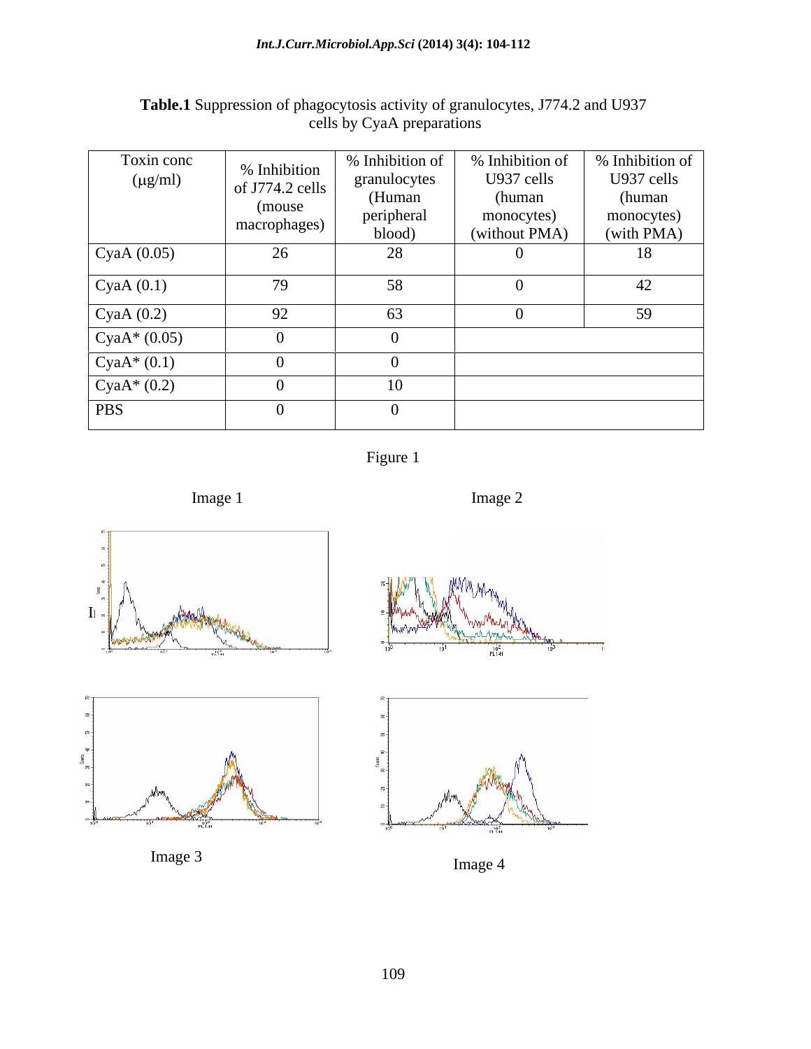**Table.1** Suppression of phagocytosis activity of granulocytes, J774.2 and U937 cells by CyaA preparations

| Toxin conc (μg/ml) | % Inhibition of J774.2 cells (mouse macrophages) | % Inhibition of granulocytes (Human peripheral blood) | % Inhibition of U937 cells (human monocytes) (without PMA) | % Inhibition of U937 cells (human monocytes) (with PMA) |
|---|---|---|---|---|
| CyaA (0.05) | 26 | 28 | 0 | 18 |
| CyaA (0.1) | 79 | 58 | 0 | 42 |
| CyaA (0.2) | 92 | 63 | 0 | 59 |
| CyaA* (0.05) | 0 | 0 | | |
| CyaA* (0.1) | 0 | 0 | | |
| CyaA* (0.2) | 0 | 10 | | |
| PBS | 0 | 0 | | |

Figure 1

Image 1

Image 2

Image 3

Image 4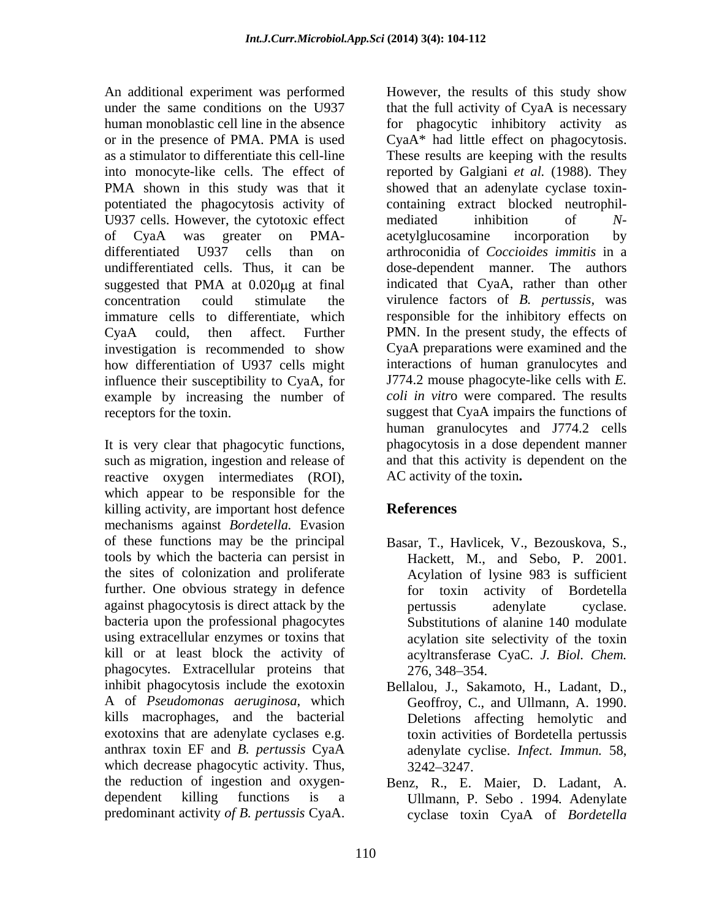An additional experiment was performed under the same conditions on the U937 human monoblastic cell line in the absence or in the presence of PMA. PMA is used as a stimulator to differentiate this cell-line into monocyte-like cells. The effect of PMA shown in this study was that it potentiated the phagocytosis activity of U937 cells. However, the cytotoxic effect of CyaA was greater on PMA-differentiated U937 cells than on undifferentiated cells. Thus, it can be suggested that PMA at 0.020μg at final concentration could stimulate the immature cells to differentiate, which CyaA could, then affect. Further investigation is recommended to show how differentiation of U937 cells might influence their susceptibility to CyaA, for example by increasing the number of receptors for the toxin.

It is very clear that phagocytic functions, such as migration, ingestion and release of reactive oxygen intermediates (ROI), which appear to be responsible for the killing activity, are important host defence mechanisms against *Bordetella.* Evasion of these functions may be the principal tools by which the bacteria can persist in the sites of colonization and proliferate further. One obvious strategy in defence against phagocytosis is direct attack by the bacteria upon the professional phagocytes using extracellular enzymes or toxins that kill or at least block the activity of phagocytes. Extracellular proteins that inhibit phagocytosis include the exotoxin A of *Pseudomonas aeruginosa*, which kills macrophages, and the bacterial exotoxins that are adenylate cyclases e.g. anthrax toxin EF and *B. pertussis* CyaA which decrease phagocytic activity. Thus, the reduction of ingestion and oxygen-dependent killing functions is a predominant activity *of B. pertussis* CyaA. However, the results of this study show that the full activity of CyaA is necessary for phagocytic inhibitory activity as CyaA* had little effect on phagocytosis. These results are keeping with the results reported by Galgiani *et al.* (1988). They showed that an adenylate cyclase toxin-containing extract blocked neutrophil-mediated inhibition of *N*-acetylglucosamine incorporation by arthroconidia of *Coccioides immitis* in a dose-dependent manner. The authors indicated that CyaA, rather than other virulence factors of *B. pertussis,* was responsible for the inhibitory effects on PMN. In the present study, the effects of CyaA preparations were examined and the interactions of human granulocytes and J774.2 mouse phagocyte-like cells with *E. coli in vitro* were compared. The results suggest that CyaA impairs the functions of human granulocytes and J774.2 cells phagocytosis in a dose dependent manner and that this activity is dependent on the AC activity of the toxin**.**

## References

Basar, T., Havlicek, V., Bezouskova, S., Hackett, M., and Sebo, P. 2001. Acylation of lysine 983 is sufficient for toxin activity of Bordetella pertussis adenylate cyclase. Substitutions of alanine 140 modulate acylation site selectivity of the toxin acyltransferase CyaC. *J. Biol. Chem.* 276, 348–354.

Bellalou, J., Sakamoto, H., Ladant, D., Geoffroy, C., and Ullmann, A. 1990. Deletions affecting hemolytic and toxin activities of Bordetella pertussis adenylate cyclise. *Infect. Immun.* 58, 3242–3247.

Benz, R., E. Maier, D. Ladant, A. Ullmann, P. Sebo . 1994. Adenylate cyclase toxin CyaA of *Bordetella*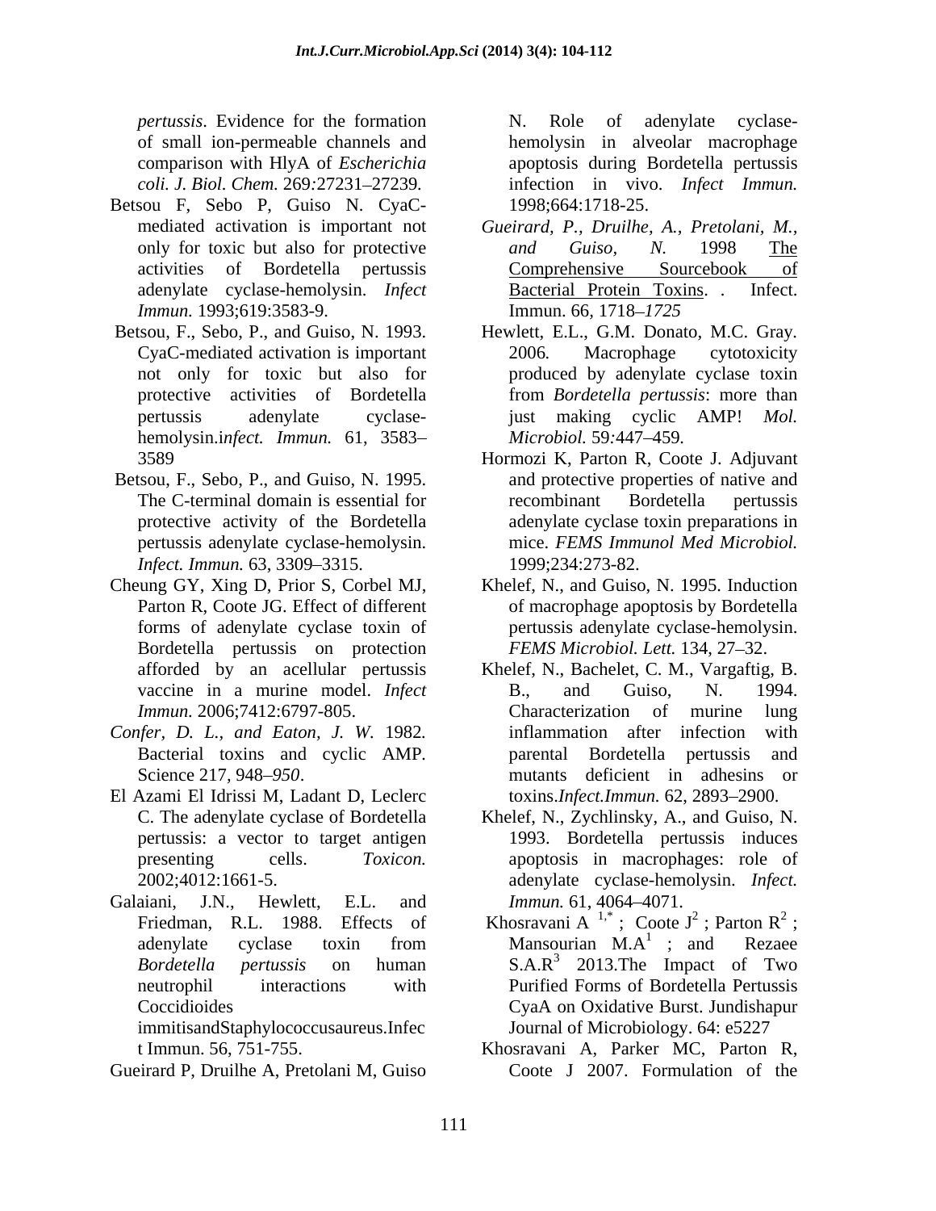*pertussis*. Evidence for the formation of small ion-permeable channels and comparison with HlyA of *Escherichia coli. J. Biol. Chem.* 269:27231–27239.

Betsou F, Sebo P, Guiso N. CyaC-mediated activation is important not only for toxic but also for protective activities of Bordetella pertussis adenylate cyclase-hemolysin. *Infect Immun.* 1993;619:3583-9.

Betsou, F., Sebo, P., and Guiso, N. 1993. CyaC-mediated activation is important not only for toxic but also for protective activities of Bordetella pertussis adenylate cyclase-hemolysin.i*nfect. Immun.* 61, 3583–3589

Betsou, F., Sebo, P., and Guiso, N. 1995. The C-terminal domain is essential for protective activity of the Bordetella pertussis adenylate cyclase-hemolysin. *Infect. Immun.* 63, 3309–3315.

Cheung GY, Xing D, Prior S, Corbel MJ, Parton R, Coote JG. Effect of different forms of adenylate cyclase toxin of Bordetella pertussis on protection afforded by an acellular pertussis vaccine in a murine model. *Infect Immun.* 2006;7412:6797-805.

*Confer, D. L., and Eaton, J. W.* 1982. Bacterial toxins and cyclic AMP. Science 217, 948–*950*.

El Azami El Idrissi M, Ladant D, Leclerc C. The adenylate cyclase of Bordetella pertussis: a vector to target antigen presenting cells. *Toxicon.* 2002;4012:1661-5.

Galaiani, J.N., Hewlett, E.L. and Friedman, R.L. 1988. Effects of adenylate cyclase toxin from *Bordetella pertussis* on human neutrophil interactions with Coccidioides immitisandStaphylococcusaureus.Infect Immun. 56, 751-755.

Gueirard P, Druilhe A, Pretolani M, Guiso N. Role of adenylate cyclase-hemolysin in alveolar macrophage apoptosis during Bordetella pertussis infection in vivo. *Infect Immun.* 1998;664:1718-25.

*Gueirard, P., Druilhe, A., Pretolani, M., and Guiso, N.* 1998 The Comprehensive Sourcebook of Bacterial Protein Toxins. . Infect. Immun. 66, 1718–*1725*

Hewlett, E.L., G.M. Donato, M.C. Gray. 2006*.* Macrophage cytotoxicity produced by adenylate cyclase toxin from *Bordetella pertussis*: more than just making cyclic AMP! *Mol. Microbiol.* 59*:*447–459*.*

Hormozi K, Parton R, Coote J. Adjuvant and protective properties of native and recombinant Bordetella pertussis adenylate cyclase toxin preparations in mice. *FEMS Immunol Med Microbiol.* 1999;234:273-82.

Khelef, N., and Guiso, N. 1995. Induction of macrophage apoptosis by Bordetella pertussis adenylate cyclase-hemolysin. *FEMS Microbiol. Lett.* 134, 27–32.

Khelef, N., Bachelet, C. M., Vargaftig, B. B., and Guiso, N. 1994. Characterization of murine lung inflammation after infection with parental Bordetella pertussis and mutants deficient in adhesins or toxins.*Infect.Immun.* 62, 2893–2900.

Khelef, N., Zychlinsky, A., and Guiso, N. 1993. Bordetella pertussis induces apoptosis in macrophages: role of adenylate cyclase-hemolysin. *Infect. Immun.* 61, 4064–4071.

Khosravani A [1,*] ; Coote J[2] ; Parton R[2] ; Mansourian M.A[1] ; and Rezaee S.A.R[3] 2013.The Impact of Two Purified Forms of Bordetella Pertussis CyaA on Oxidative Burst. Jundishapur Journal of Microbiology. 64: e5227

Khosravani A, Parker MC, Parton R, Coote J 2007. Formulation of the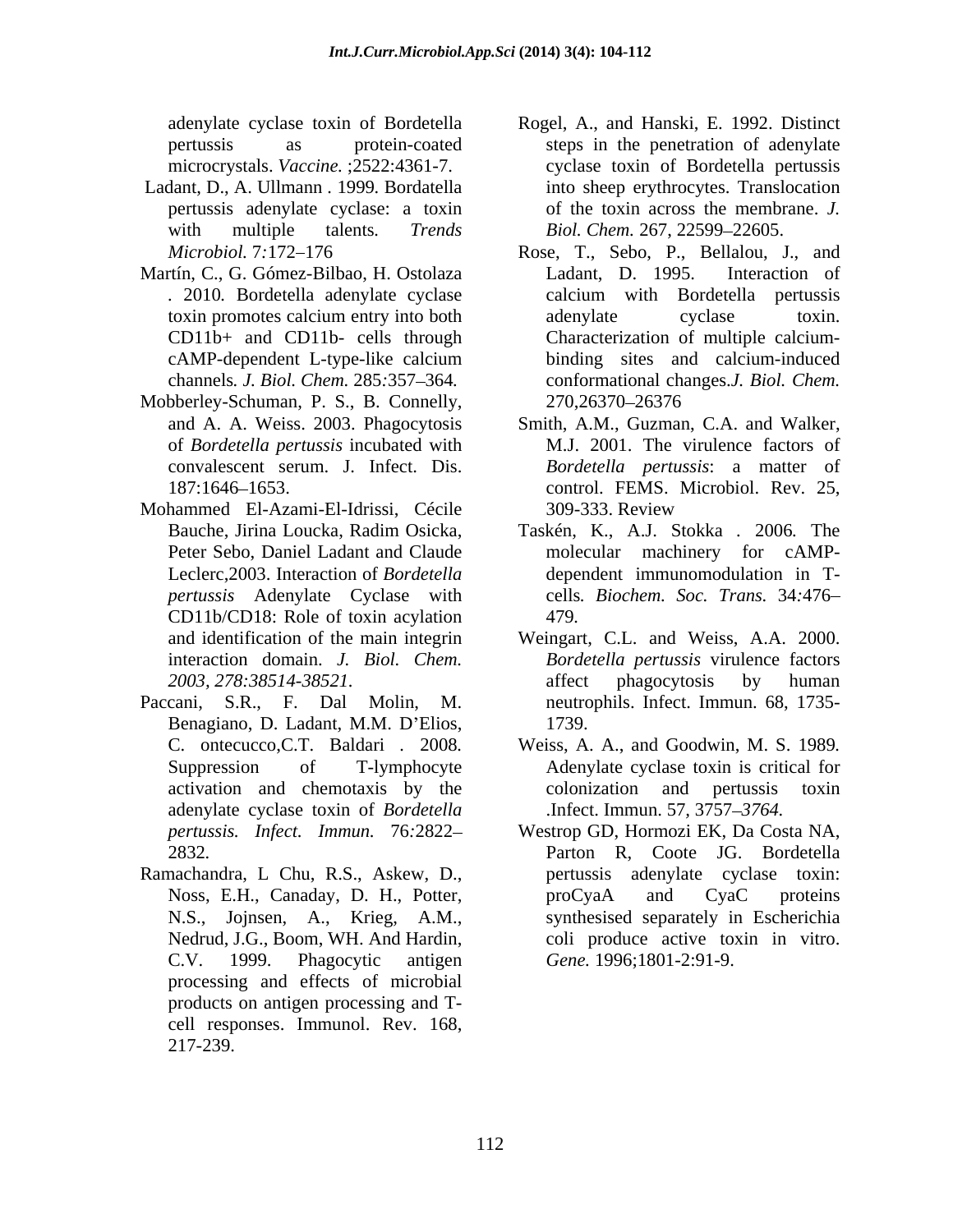adenylate cyclase toxin of Bordetella pertussis as protein-coated microcrystals. *Vaccine.* ;2522:4361-7.

Ladant, D., A. Ullmann . 1999. Bordatella pertussis adenylate cyclase: a toxin with multiple talents. *Trends Microbiol.* 7*:*172–176

Martín, C., G. Gómez-Bilbao, H. Ostolaza . 2010*.* Bordetella adenylate cyclase toxin promotes calcium entry into both CD11b+ and CD11b- cells through cAMP-dependent L-type-like calcium channels*. J. Biol. Chem.* 285*:*357–364*.*

Mobberley-Schuman, P. S., B. Connelly, and A. A. Weiss. 2003. Phagocytosis of *Bordetella pertussis* incubated with convalescent serum. J. Infect. Dis. 187:1646–1653.

Mohammed El-Azami-El-Idrissi, Cécile Bauche, Jirina Loucka, Radim Osicka, Peter Sebo, Daniel Ladant and Claude Leclerc,2003. Interaction of *Bordetella pertussis* Adenylate Cyclase with CD11b/CD18: Role of toxin acylation and identification of the main integrin interaction domain. *J. Biol. Chem. 2003, 278:38514-38521.*

Paccani, S.R., F. Dal Molin, M. Benagiano, D. Ladant, M.M. D'Elios, C. ontecucco,C.T. Baldari . 2008*.* Suppression of T-lymphocyte activation and chemotaxis by the adenylate cyclase toxin of *Bordetella pertussis. Infect. Immun.* 76*:*2822–2832*.*

Ramachandra, L Chu, R.S., Askew, D., Noss, E.H., Canaday, D. H., Potter, N.S., Jojnsen, A., Krieg, A.M., Nedrud, J.G., Boom, WH. And Hardin, C.V. 1999. Phagocytic antigen processing and effects of microbial products on antigen processing and T-cell responses. Immunol. Rev. 168, 217-239.

Rogel, A., and Hanski, E. 1992. Distinct steps in the penetration of adenylate cyclase toxin of Bordetella pertussis into sheep erythrocytes. Translocation of the toxin across the membrane. *J. Biol. Chem.* 267, 22599–22605.

Rose, T., Sebo, P., Bellalou, J., and Ladant, D. 1995. Interaction of calcium with Bordetella pertussis adenylate cyclase toxin. Characterization of multiple calcium-binding sites and calcium-induced conformational changes.*J. Biol. Chem.* 270,26370–26376

Smith, A.M., Guzman, C.A. and Walker, M.J. 2001. The virulence factors of *Bordetella pertussis*: a matter of control. FEMS. Microbiol. Rev. 25, 309-333. Review

Taskén, K., A.J. Stokka . 2006*.* The molecular machinery for cAMP-dependent immunomodulation in T-cells*. Biochem. Soc. Trans.* 34*:*476–479*.*

Weingart, C.L. and Weiss, A.A. 2000. *Bordetella pertussis* virulence factors affect phagocytosis by human neutrophils. Infect. Immun. 68, 1735-1739.

Weiss, A. A., and Goodwin, M. S. 1989*.* Adenylate cyclase toxin is critical for colonization and pertussis toxin .Infect. Immun. 57, 3757–*3764.*

Westrop GD, Hormozi EK, Da Costa NA, Parton R, Coote JG. Bordetella pertussis adenylate cyclase toxin: proCyaA and CyaC proteins synthesised separately in Escherichia coli produce active toxin in vitro. *Gene.* 1996;1801-2:91-9.